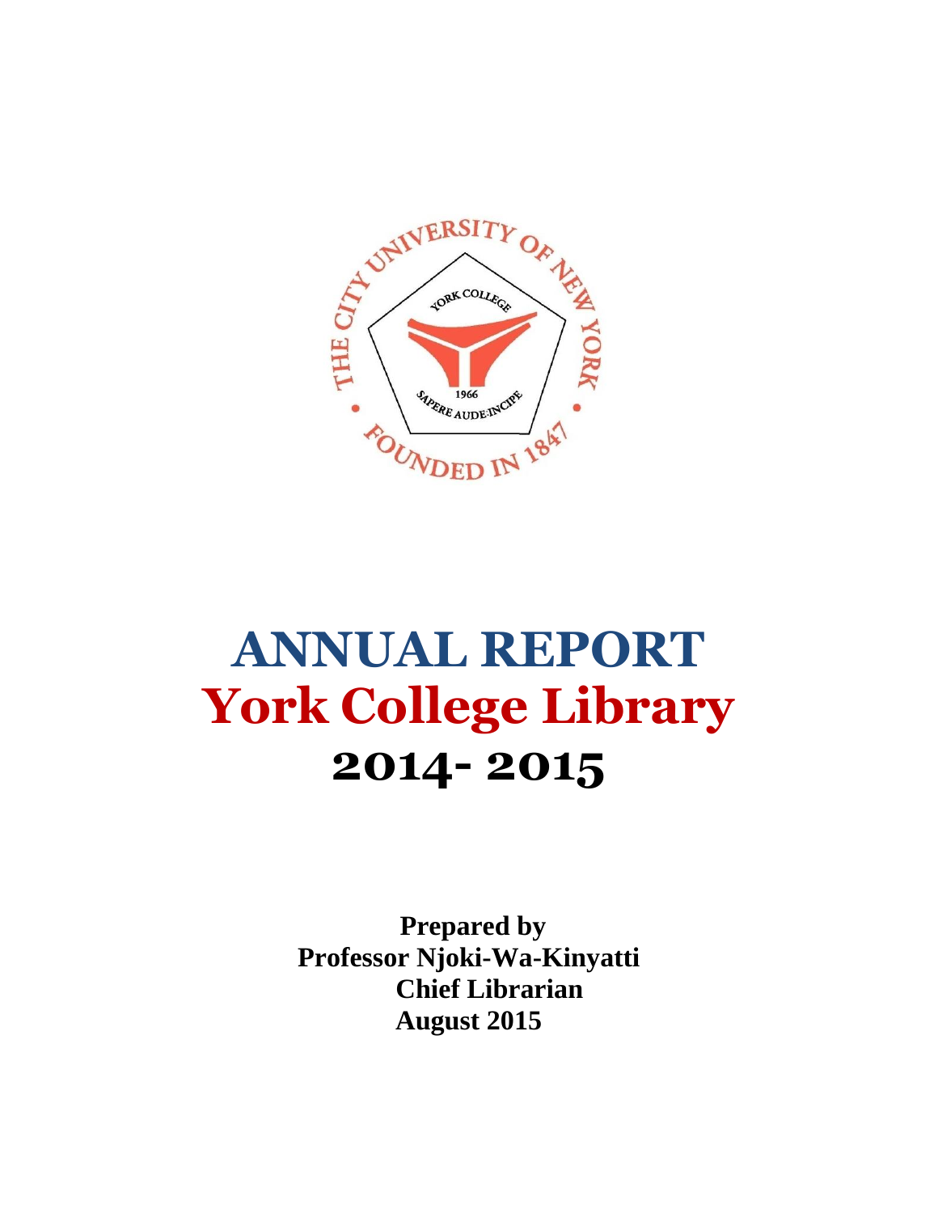# ANNUAL REPORT

# York College Library

# 2014- 2015

**Prepared by**
**Professor Njoki-Wa-Kinyatti**
**Chief Librarian**
**August 2015**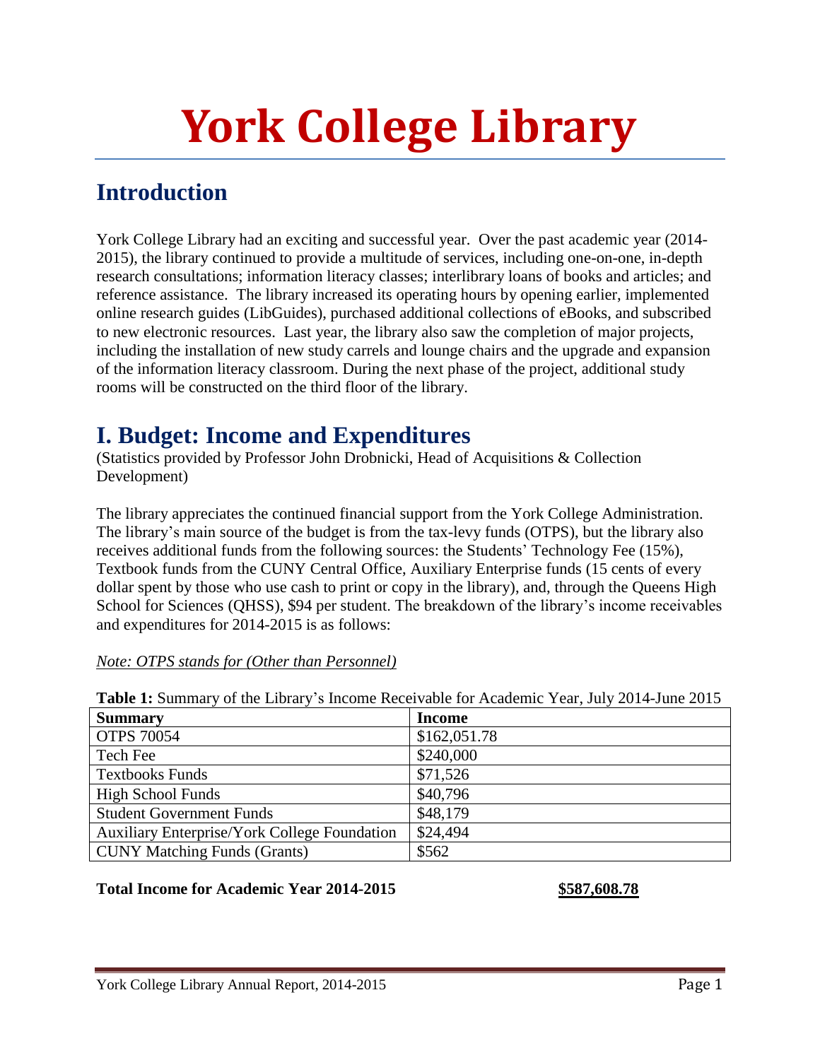# York College Library

## Introduction

York College Library had an exciting and successful year. Over the past academic year (2014-2015), the library continued to provide a multitude of services, including one-on-one, in-depth research consultations; information literacy classes; interlibrary loans of books and articles; and reference assistance. The library increased its operating hours by opening earlier, implemented online research guides (LibGuides), purchased additional collections of eBooks, and subscribed to new electronic resources. Last year, the library also saw the completion of major projects, including the installation of new study carrels and lounge chairs and the upgrade and expansion of the information literacy classroom. During the next phase of the project, additional study rooms will be constructed on the third floor of the library.

## I. Budget: Income and Expenditures

(Statistics provided by Professor John Drobnicki, Head of Acquisitions & Collection Development)

The library appreciates the continued financial support from the York College Administration. The library's main source of the budget is from the tax-levy funds (OTPS), but the library also receives additional funds from the following sources: the Students' Technology Fee (15%), Textbook funds from the CUNY Central Office, Auxiliary Enterprise funds (15 cents of every dollar spent by those who use cash to print or copy in the library), and, through the Queens High School for Sciences (QHSS), $94 per student. The breakdown of the library's income receivables and expenditures for 2014-2015 is as follows:

*Note: OTPS stands for (Other than Personnel)*

**Table 1:** Summary of the Library's Income Receivable for Academic Year, July 2014-June 2015

| Summary | Income |
|---|---|
| OTPS 70054 | $162,051.78 |
| Tech Fee | $240,000 |
| Textbooks Funds | $71,526 |
| High School Funds | $40,796 |
| Student Government Funds | $48,179 |
| Auxiliary Enterprise/York College Foundation | $24,494 |
| CUNY Matching Funds (Grants) | $562 |

**Total Income for Academic Year 2014-2015** **$587,608.78**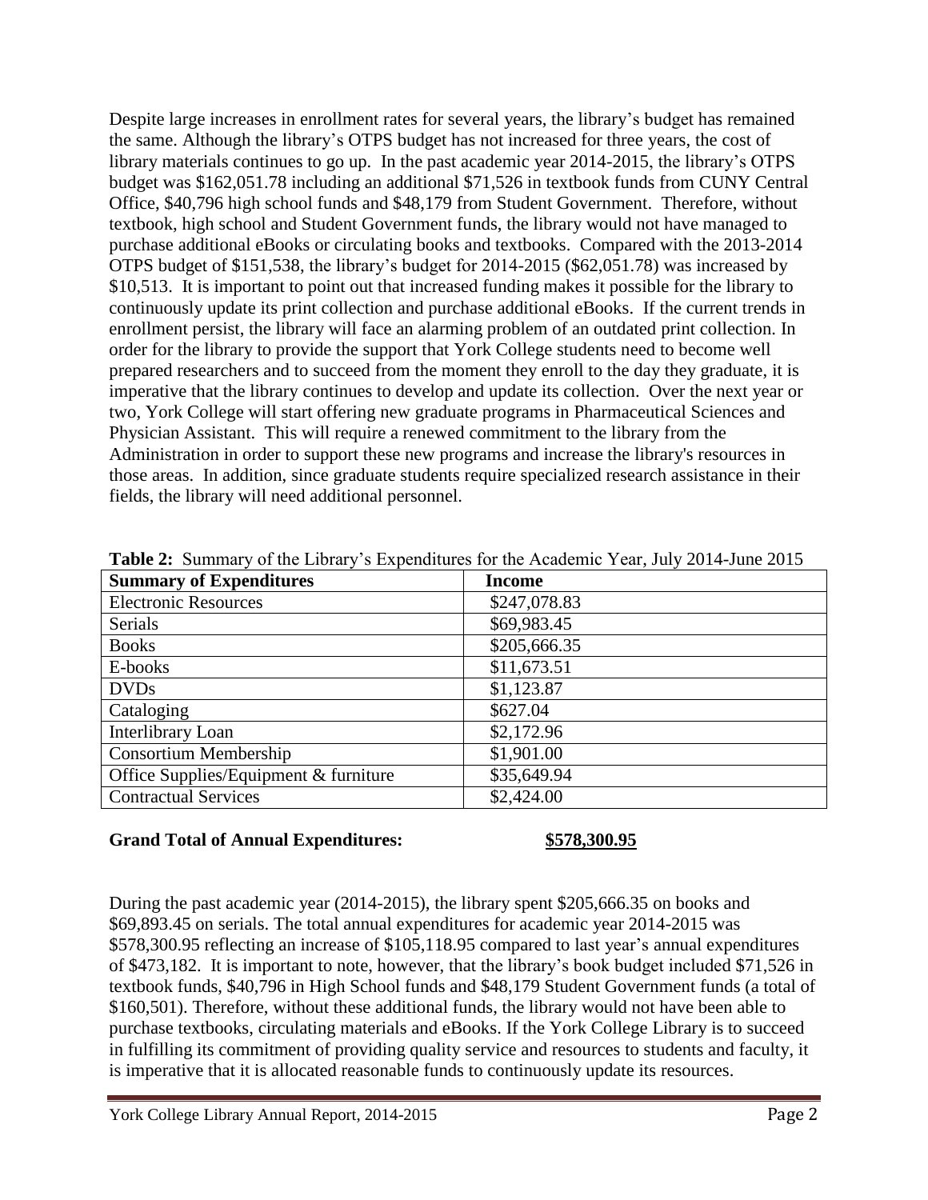Despite large increases in enrollment rates for several years, the library's budget has remained the same. Although the library's OTPS budget has not increased for three years, the cost of library materials continues to go up. In the past academic year 2014-2015, the library's OTPS budget was $162,051.78 including an additional $71,526 in textbook funds from CUNY Central Office, $40,796 high school funds and $48,179 from Student Government. Therefore, without textbook, high school and Student Government funds, the library would not have managed to purchase additional eBooks or circulating books and textbooks. Compared with the 2013-2014 OTPS budget of $151,538, the library's budget for 2014-2015 ($62,051.78) was increased by $10,513. It is important to point out that increased funding makes it possible for the library to continuously update its print collection and purchase additional eBooks. If the current trends in enrollment persist, the library will face an alarming problem of an outdated print collection. In order for the library to provide the support that York College students need to become well prepared researchers and to succeed from the moment they enroll to the day they graduate, it is imperative that the library continues to develop and update its collection. Over the next year or two, York College will start offering new graduate programs in Pharmaceutical Sciences and Physician Assistant. This will require a renewed commitment to the library from the Administration in order to support these new programs and increase the library's resources in those areas. In addition, since graduate students require specialized research assistance in their fields, the library will need additional personnel.

**Table 2:** Summary of the Library's Expenditures for the Academic Year, July 2014-June 2015

| **Summary of Expenditures** | **Income** |
|---|---|
| Electronic Resources | $247,078.83 |
| Serials | $69,983.45 |
| Books | $205,666.35 |
| E-books | $11,673.51 |
| DVDs | $1,123.87 |
| Cataloging | $627.04 |
| Interlibrary Loan | $2,172.96 |
| Consortium Membership | $1,901.00 |
| Office Supplies/Equipment & furniture | $35,649.94 |
| Contractual Services | $2,424.00 |

**Grand Total of Annual Expenditures:** **$578,300.95**

During the past academic year (2014-2015), the library spent $205,666.35 on books and $69,893.45 on serials. The total annual expenditures for academic year 2014-2015 was $578,300.95 reflecting an increase of $105,118.95 compared to last year's annual expenditures of $473,182. It is important to note, however, that the library's book budget included $71,526 in textbook funds, $40,796 in High School funds and $48,179 Student Government funds (a total of $160,501). Therefore, without these additional funds, the library would not have been able to purchase textbooks, circulating materials and eBooks. If the York College Library is to succeed in fulfilling its commitment of providing quality service and resources to students and faculty, it is imperative that it is allocated reasonable funds to continuously update its resources.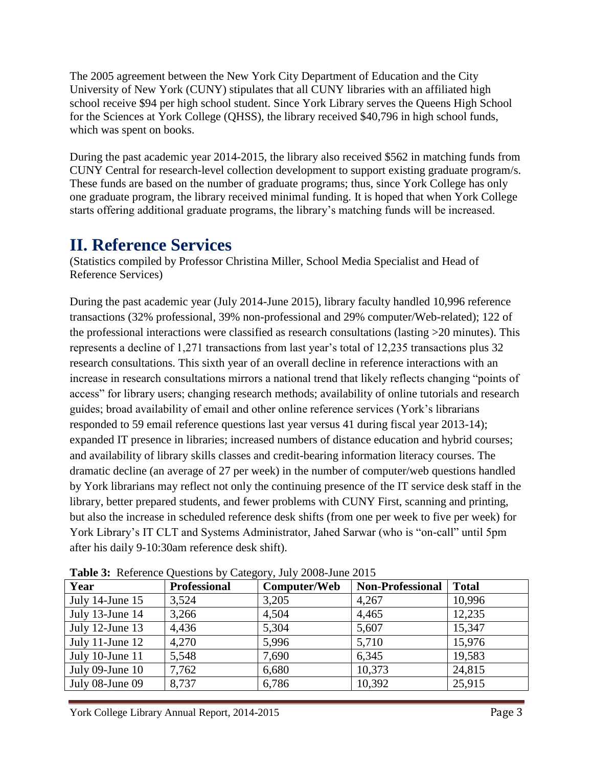The 2005 agreement between the New York City Department of Education and the City University of New York (CUNY) stipulates that all CUNY libraries with an affiliated high school receive $94 per high school student. Since York Library serves the Queens High School for the Sciences at York College (QHSS), the library received $40,796 in high school funds, which was spent on books.

During the past academic year 2014-2015, the library also received $562 in matching funds from CUNY Central for research-level collection development to support existing graduate program/s. These funds are based on the number of graduate programs; thus, since York College has only one graduate program, the library received minimal funding. It is hoped that when York College starts offering additional graduate programs, the library's matching funds will be increased.

# II. Reference Services

(Statistics compiled by Professor Christina Miller, School Media Specialist and Head of Reference Services)

During the past academic year (July 2014-June 2015), library faculty handled 10,996 reference transactions (32% professional, 39% non-professional and 29% computer/Web-related); 122 of the professional interactions were classified as research consultations (lasting >20 minutes). This represents a decline of 1,271 transactions from last year's total of 12,235 transactions plus 32 research consultations. This sixth year of an overall decline in reference interactions with an increase in research consultations mirrors a national trend that likely reflects changing "points of access" for library users; changing research methods; availability of online tutorials and research guides; broad availability of email and other online reference services (York's librarians responded to 59 email reference questions last year versus 41 during fiscal year 2013-14); expanded IT presence in libraries; increased numbers of distance education and hybrid courses; and availability of library skills classes and credit-bearing information literacy courses. The dramatic decline (an average of 27 per week) in the number of computer/web questions handled by York librarians may reflect not only the continuing presence of the IT service desk staff in the library, better prepared students, and fewer problems with CUNY First, scanning and printing, but also the increase in scheduled reference desk shifts (from one per week to five per week) for York Library's IT CLT and Systems Administrator, Jahed Sarwar (who is "on-call" until 5pm after his daily 9-10:30am reference desk shift).

**Table 3:** Reference Questions by Category, July 2008-June 2015

| Year | Professional | Computer/Web | Non-Professional | Total |
|---|---|---|---|---|
| July 14-June 15 | 3,524 | 3,205 | 4,267 | 10,996 |
| July 13-June 14 | 3,266 | 4,504 | 4,465 | 12,235 |
| July 12-June 13 | 4,436 | 5,304 | 5,607 | 15,347 |
| July 11-June 12 | 4,270 | 5,996 | 5,710 | 15,976 |
| July 10-June 11 | 5,548 | 7,690 | 6,345 | 19,583 |
| July 09-June 10 | 7,762 | 6,680 | 10,373 | 24,815 |
| July 08-June 09 | 8,737 | 6,786 | 10,392 | 25,915 |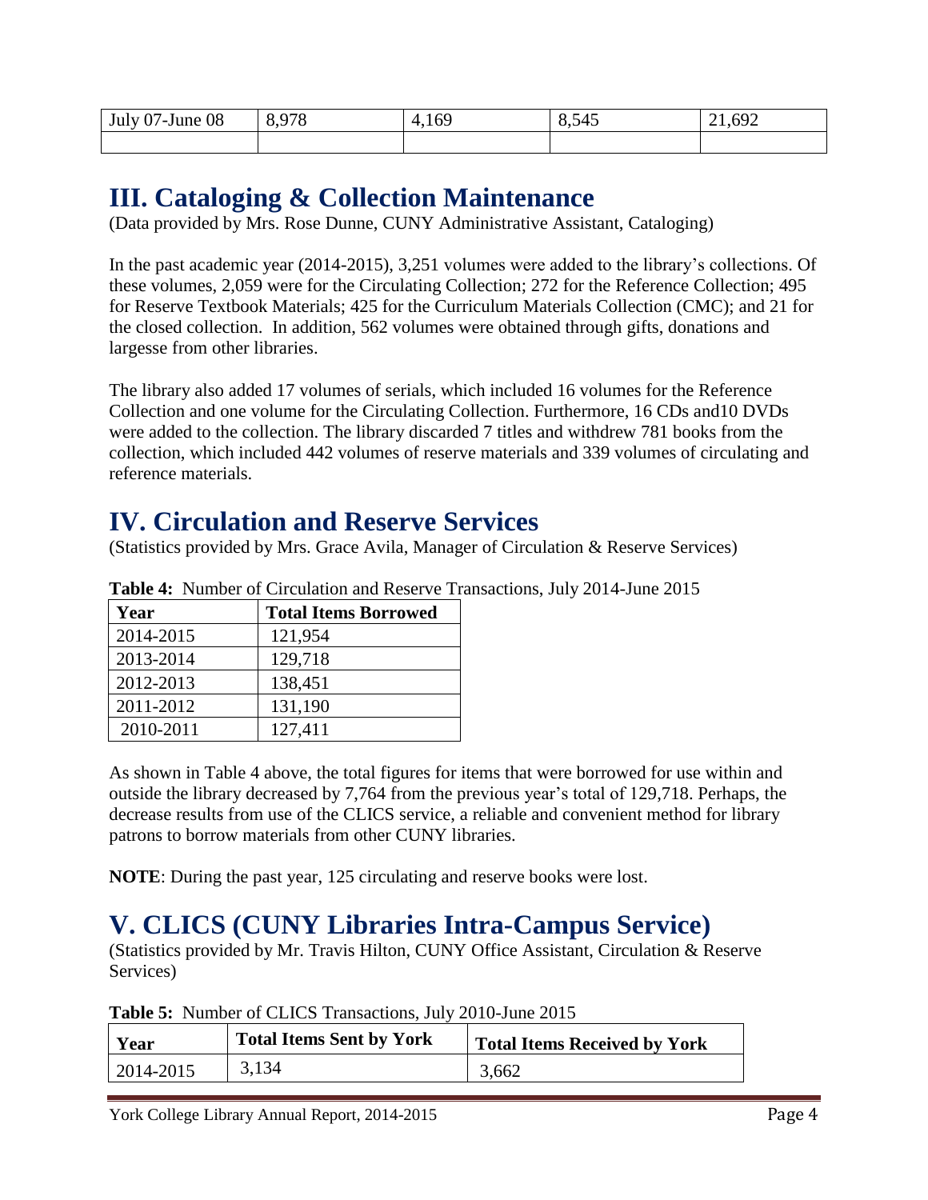| July 07-June 08 | 8,978 | 4,169 | 8,545 | 21,692 |
|---|---|---|---|---|
| | | | | |

## III. Cataloging & Collection Maintenance

(Data provided by Mrs. Rose Dunne, CUNY Administrative Assistant, Cataloging)

In the past academic year (2014-2015), 3,251 volumes were added to the library's collections. Of these volumes, 2,059 were for the Circulating Collection; 272 for the Reference Collection; 495 for Reserve Textbook Materials; 425 for the Curriculum Materials Collection (CMC); and 21 for the closed collection. In addition, 562 volumes were obtained through gifts, donations and largesse from other libraries.

The library also added 17 volumes of serials, which included 16 volumes for the Reference Collection and one volume for the Circulating Collection. Furthermore, 16 CDs and10 DVDs were added to the collection. The library discarded 7 titles and withdrew 781 books from the collection, which included 442 volumes of reserve materials and 339 volumes of circulating and reference materials.

## IV. Circulation and Reserve Services

(Statistics provided by Mrs. Grace Avila, Manager of Circulation & Reserve Services)

**Table 4:** Number of Circulation and Reserve Transactions, July 2014-June 2015

| Year | Total Items Borrowed |
|---|---|
| 2014-2015 | 121,954 |
| 2013-2014 | 129,718 |
| 2012-2013 | 138,451 |
| 2011-2012 | 131,190 |
| 2010-2011 | 127,411 |

As shown in Table 4 above, the total figures for items that were borrowed for use within and outside the library decreased by 7,764 from the previous year's total of 129,718. Perhaps, the decrease results from use of the CLICS service, a reliable and convenient method for library patrons to borrow materials from other CUNY libraries.

**NOTE**: During the past year, 125 circulating and reserve books were lost.

## V. CLICS (CUNY Libraries Intra-Campus Service)

(Statistics provided by Mr. Travis Hilton, CUNY Office Assistant, Circulation & Reserve Services)

**Table 5:** Number of CLICS Transactions, July 2010-June 2015

| Year | Total Items Sent by York | Total Items Received by York |
|---|---|---|
| 2014-2015 | 3,134 | 3,662 |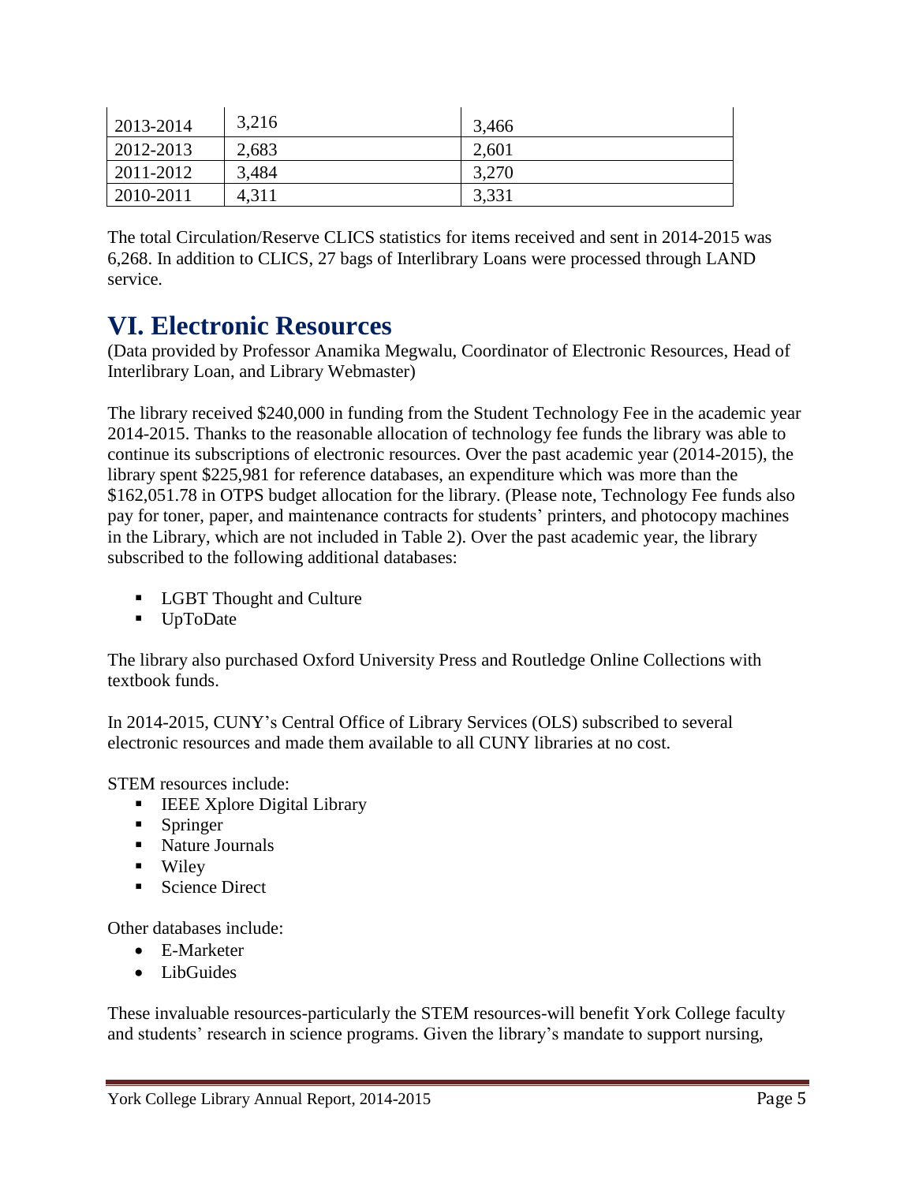| | | |
|---|---|---|
| 2013-2014 | 3,216 | 3,466 |
| 2012-2013 | 2,683 | 2,601 |
| 2011-2012 | 3,484 | 3,270 |
| 2010-2011 | 4,311 | 3,331 |

The total Circulation/Reserve CLICS statistics for items received and sent in 2014-2015 was 6,268. In addition to CLICS, 27 bags of Interlibrary Loans were processed through LAND service.

# VI. Electronic Resources

(Data provided by Professor Anamika Megwalu, Coordinator of Electronic Resources, Head of Interlibrary Loan, and Library Webmaster)

The library received $240,000 in funding from the Student Technology Fee in the academic year 2014-2015. Thanks to the reasonable allocation of technology fee funds the library was able to continue its subscriptions of electronic resources. Over the past academic year (2014-2015), the library spent $225,981 for reference databases, an expenditure which was more than the $162,051.78 in OTPS budget allocation for the library. (Please note, Technology Fee funds also pay for toner, paper, and maintenance contracts for students' printers, and photocopy machines in the Library, which are not included in Table 2). Over the past academic year, the library subscribed to the following additional databases:

- LGBT Thought and Culture
- UpToDate

The library also purchased Oxford University Press and Routledge Online Collections with textbook funds.

In 2014-2015, CUNY's Central Office of Library Services (OLS) subscribed to several electronic resources and made them available to all CUNY libraries at no cost.

STEM resources include:

- IEEE Xplore Digital Library
- Springer
- Nature Journals
- Wiley
- Science Direct

Other databases include:

- E-Marketer
- LibGuides

These invaluable resources-particularly the STEM resources-will benefit York College faculty and students' research in science programs. Given the library's mandate to support nursing,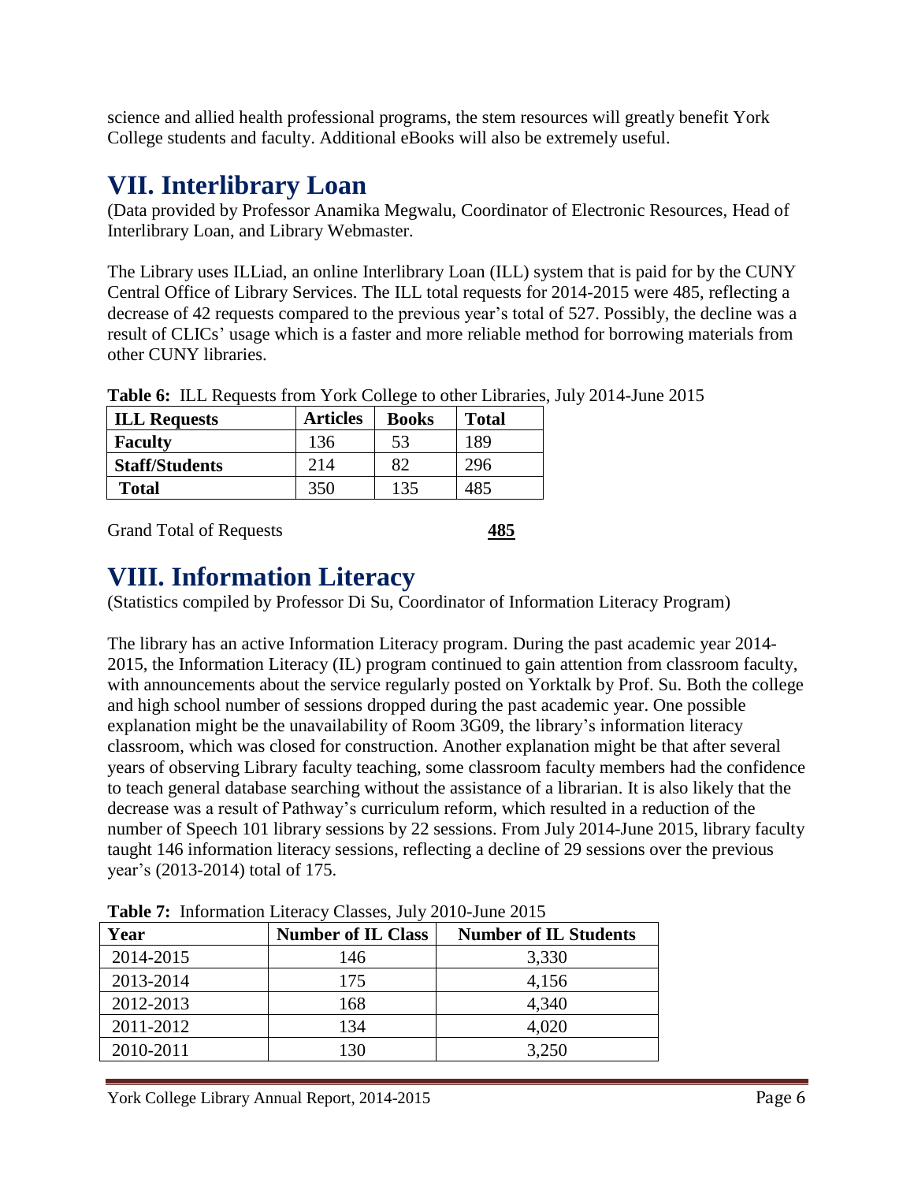science and allied health professional programs, the stem resources will greatly benefit York College students and faculty. Additional eBooks will also be extremely useful.

# VII. Interlibrary Loan

(Data provided by Professor Anamika Megwalu, Coordinator of Electronic Resources, Head of Interlibrary Loan, and Library Webmaster.

The Library uses ILLiad, an online Interlibrary Loan (ILL) system that is paid for by the CUNY Central Office of Library Services. The ILL total requests for 2014-2015 were 485, reflecting a decrease of 42 requests compared to the previous year's total of 527. Possibly, the decline was a result of CLICs' usage which is a faster and more reliable method for borrowing materials from other CUNY libraries.

**Table 6:** ILL Requests from York College to other Libraries, July 2014-June 2015

| ILL Requests | Articles | Books | Total |
|---|---|---|---|
| **Faculty** | 136 | 53 | 189 |
| **Staff/Students** | 214 | 82 | 296 |
| **Total** | 350 | 135 | 485 |

Grand Total of Requests **485**

# VIII. Information Literacy

(Statistics compiled by Professor Di Su, Coordinator of Information Literacy Program)

The library has an active Information Literacy program. During the past academic year 2014-2015, the Information Literacy (IL) program continued to gain attention from classroom faculty, with announcements about the service regularly posted on Yorktalk by Prof. Su. Both the college and high school number of sessions dropped during the past academic year. One possible explanation might be the unavailability of Room 3G09, the library's information literacy classroom, which was closed for construction. Another explanation might be that after several years of observing Library faculty teaching, some classroom faculty members had the confidence to teach general database searching without the assistance of a librarian. It is also likely that the decrease was a result of Pathway's curriculum reform, which resulted in a reduction of the number of Speech 101 library sessions by 22 sessions. From July 2014-June 2015, library faculty taught 146 information literacy sessions, reflecting a decline of 29 sessions over the previous year's (2013-2014) total of 175.

**Table 7:** Information Literacy Classes, July 2010-June 2015

| Year | Number of IL Class | Number of IL Students |
|---|---|---|
| 2014-2015 | 146 | 3,330 |
| 2013-2014 | 175 | 4,156 |
| 2012-2013 | 168 | 4,340 |
| 2011-2012 | 134 | 4,020 |
| 2010-2011 | 130 | 3,250 |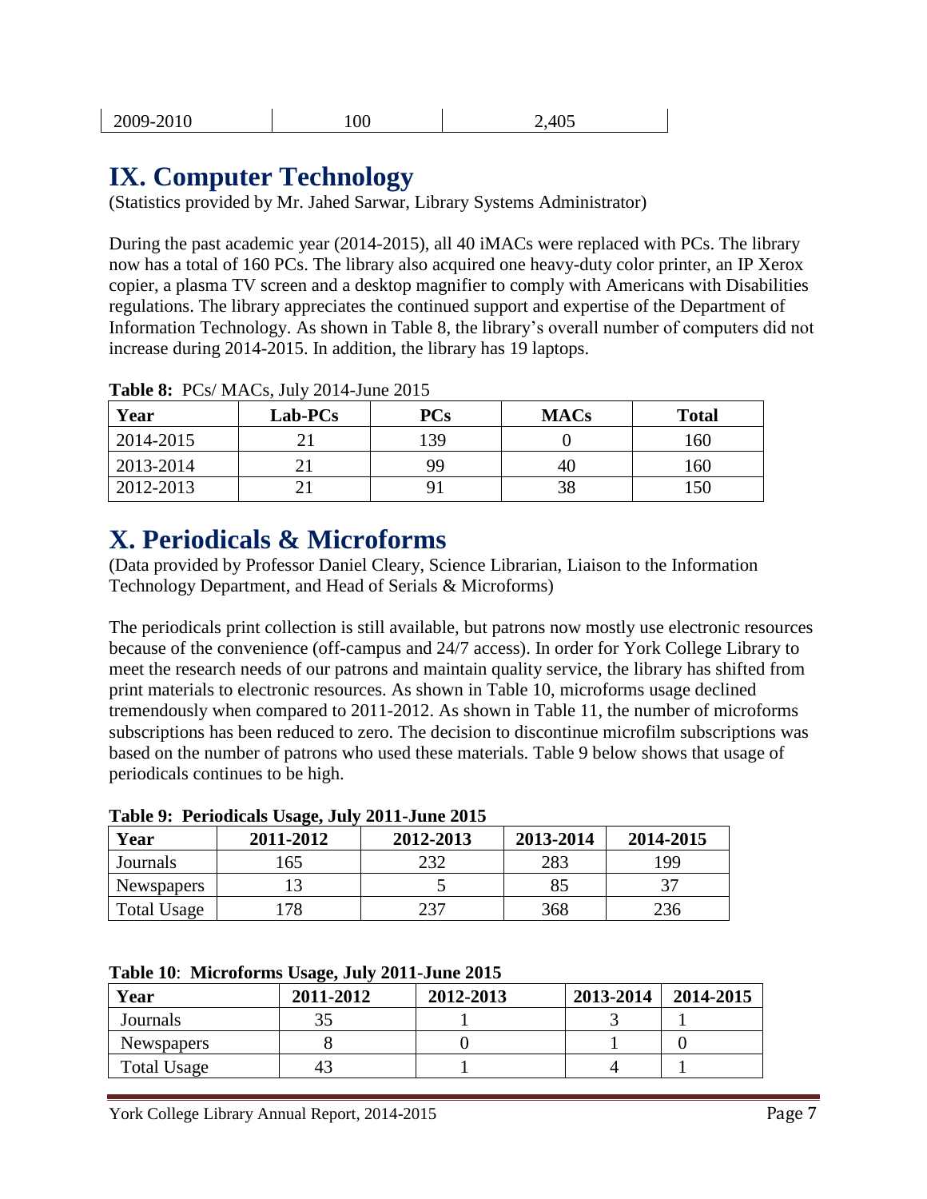| 2009-2010 | 100 | 2,405 |
|---|---|---|

## IX. Computer Technology

(Statistics provided by Mr. Jahed Sarwar, Library Systems Administrator)

During the past academic year (2014-2015), all 40 iMACs were replaced with PCs. The library now has a total of 160 PCs. The library also acquired one heavy-duty color printer, an IP Xerox copier, a plasma TV screen and a desktop magnifier to comply with Americans with Disabilities regulations. The library appreciates the continued support and expertise of the Department of Information Technology. As shown in Table 8, the library's overall number of computers did not increase during 2014-2015. In addition, the library has 19 laptops.

**Table 8:** PCs/ MACs, July 2014-June 2015

| Year | Lab-PCs | PCs | MACs | Total |
|---|---|---|---|---|
| 2014-2015 | 21 | 139 | 0 | 160 |
| 2013-2014 | 21 | 99 | 40 | 160 |
| 2012-2013 | 21 | 91 | 38 | 150 |

## X. Periodicals & Microforms

(Data provided by Professor Daniel Cleary, Science Librarian, Liaison to the Information Technology Department, and Head of Serials & Microforms)

The periodicals print collection is still available, but patrons now mostly use electronic resources because of the convenience (off-campus and 24/7 access). In order for York College Library to meet the research needs of our patrons and maintain quality service, the library has shifted from print materials to electronic resources. As shown in Table 10, microforms usage declined tremendously when compared to 2011-2012. As shown in Table 11, the number of microforms subscriptions has been reduced to zero. The decision to discontinue microfilm subscriptions was based on the number of patrons who used these materials. Table 9 below shows that usage of periodicals continues to be high.

**Table 9: Periodicals Usage, July 2011-June 2015**

| Year | 2011-2012 | 2012-2013 | 2013-2014 | 2014-2015 |
|---|---|---|---|---|
| Journals | 165 | 232 | 283 | 199 |
| Newspapers | 13 | 5 | 85 | 37 |
| Total Usage | 178 | 237 | 368 | 236 |

**Table 10**: **Microforms Usage, July 2011-June 2015**

| Year | 2011-2012 | 2012-2013 | 2013-2014 | 2014-2015 |
|---|---|---|---|---|
| Journals | 35 | 1 | 3 | 1 |
| Newspapers | 8 | 0 | 1 | 0 |
| Total Usage | 43 | 1 | 4 | 1 |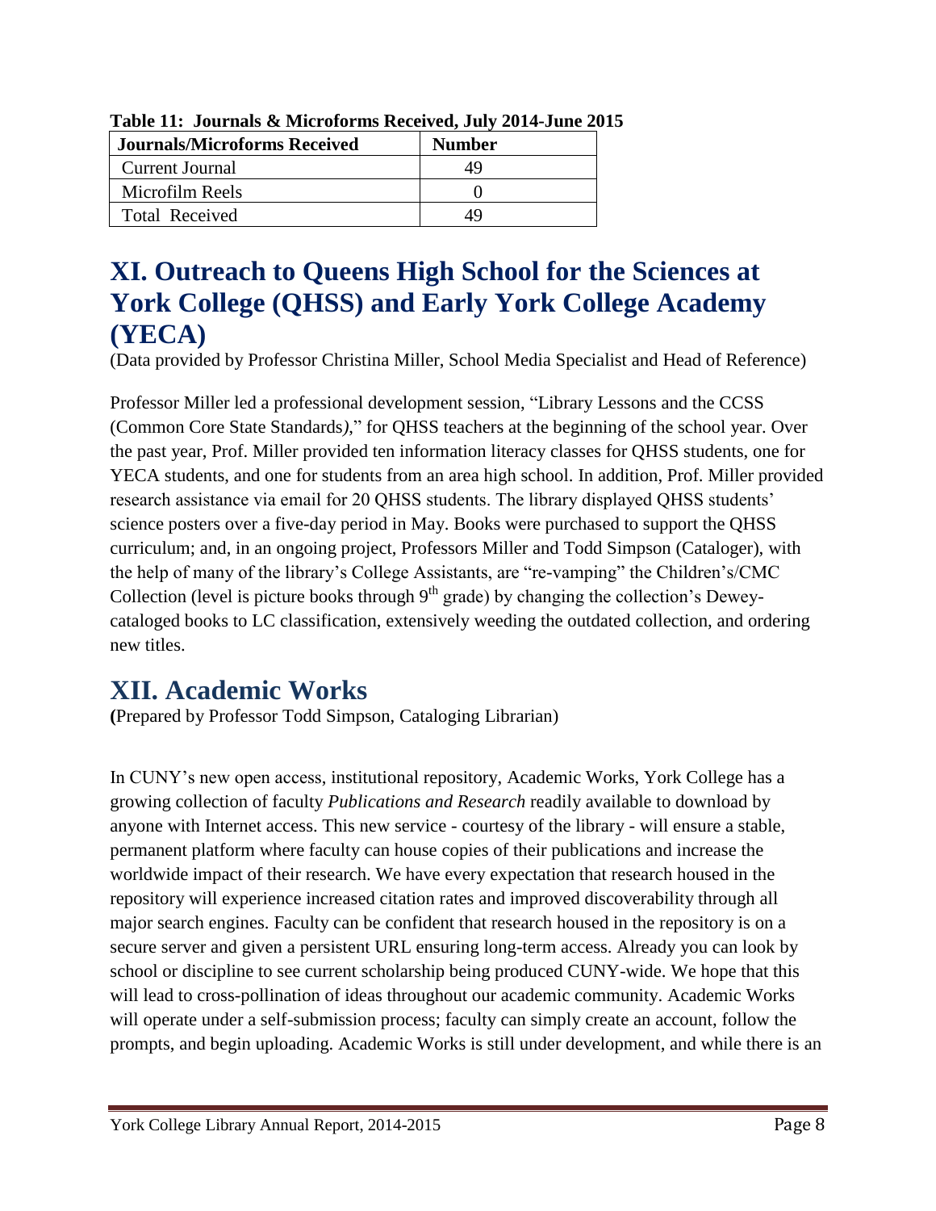**Table 11: Journals & Microforms Received, July 2014-June 2015**

| Journals/Microforms Received | Number |
|---|---|
| Current Journal | 49 |
| Microfilm Reels | 0 |
| Total Received | 49 |

# XI. Outreach to Queens High School for the Sciences at York College (QHSS) and Early York College Academy (YECA)

(Data provided by Professor Christina Miller, School Media Specialist and Head of Reference)

Professor Miller led a professional development session, "Library Lessons and the CCSS (Common Core State Standards)," for QHSS teachers at the beginning of the school year. Over the past year, Prof. Miller provided ten information literacy classes for QHSS students, one for YECA students, and one for students from an area high school. In addition, Prof. Miller provided research assistance via email for 20 QHSS students. The library displayed QHSS students' science posters over a five-day period in May. Books were purchased to support the QHSS curriculum; and, in an ongoing project, Professors Miller and Todd Simpson (Cataloger), with the help of many of the library's College Assistants, are "re-vamping" the Children's/CMC Collection (level is picture books through 9th grade) by changing the collection's Dewey-cataloged books to LC classification, extensively weeding the outdated collection, and ordering new titles.

# XII. Academic Works

**(**Prepared by Professor Todd Simpson, Cataloging Librarian)

In CUNY's new open access, institutional repository, Academic Works, York College has a growing collection of faculty *Publications and Research* readily available to download by anyone with Internet access. This new service - courtesy of the library - will ensure a stable, permanent platform where faculty can house copies of their publications and increase the worldwide impact of their research. We have every expectation that research housed in the repository will experience increased citation rates and improved discoverability through all major search engines. Faculty can be confident that research housed in the repository is on a secure server and given a persistent URL ensuring long-term access. Already you can look by school or discipline to see current scholarship being produced CUNY-wide. We hope that this will lead to cross-pollination of ideas throughout our academic community. Academic Works will operate under a self-submission process; faculty can simply create an account, follow the prompts, and begin uploading. Academic Works is still under development, and while there is an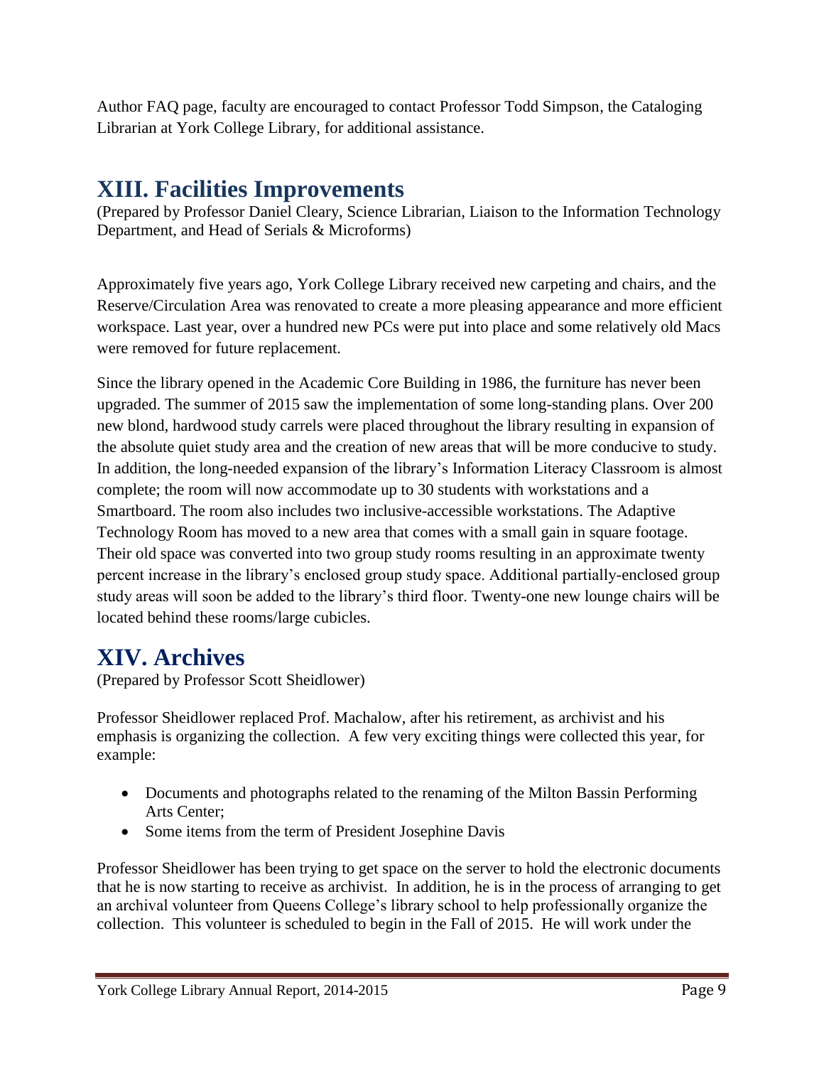Author FAQ page, faculty are encouraged to contact Professor Todd Simpson, the Cataloging Librarian at York College Library, for additional assistance.

## XIII. Facilities Improvements

(Prepared by Professor Daniel Cleary, Science Librarian, Liaison to the Information Technology Department, and Head of Serials & Microforms)

Approximately five years ago, York College Library received new carpeting and chairs, and the Reserve/Circulation Area was renovated to create a more pleasing appearance and more efficient workspace. Last year, over a hundred new PCs were put into place and some relatively old Macs were removed for future replacement.

Since the library opened in the Academic Core Building in 1986, the furniture has never been upgraded. The summer of 2015 saw the implementation of some long-standing plans. Over 200 new blond, hardwood study carrels were placed throughout the library resulting in expansion of the absolute quiet study area and the creation of new areas that will be more conducive to study. In addition, the long-needed expansion of the library's Information Literacy Classroom is almost complete; the room will now accommodate up to 30 students with workstations and a Smartboard. The room also includes two inclusive-accessible workstations. The Adaptive Technology Room has moved to a new area that comes with a small gain in square footage. Their old space was converted into two group study rooms resulting in an approximate twenty percent increase in the library's enclosed group study space. Additional partially-enclosed group study areas will soon be added to the library's third floor. Twenty-one new lounge chairs will be located behind these rooms/large cubicles.

## XIV. Archives

(Prepared by Professor Scott Sheidlower)

Professor Sheidlower replaced Prof. Machalow, after his retirement, as archivist and his emphasis is organizing the collection. A few very exciting things were collected this year, for example:

- Documents and photographs related to the renaming of the Milton Bassin Performing Arts Center;
- Some items from the term of President Josephine Davis

Professor Sheidlower has been trying to get space on the server to hold the electronic documents that he is now starting to receive as archivist. In addition, he is in the process of arranging to get an archival volunteer from Queens College's library school to help professionally organize the collection. This volunteer is scheduled to begin in the Fall of 2015. He will work under the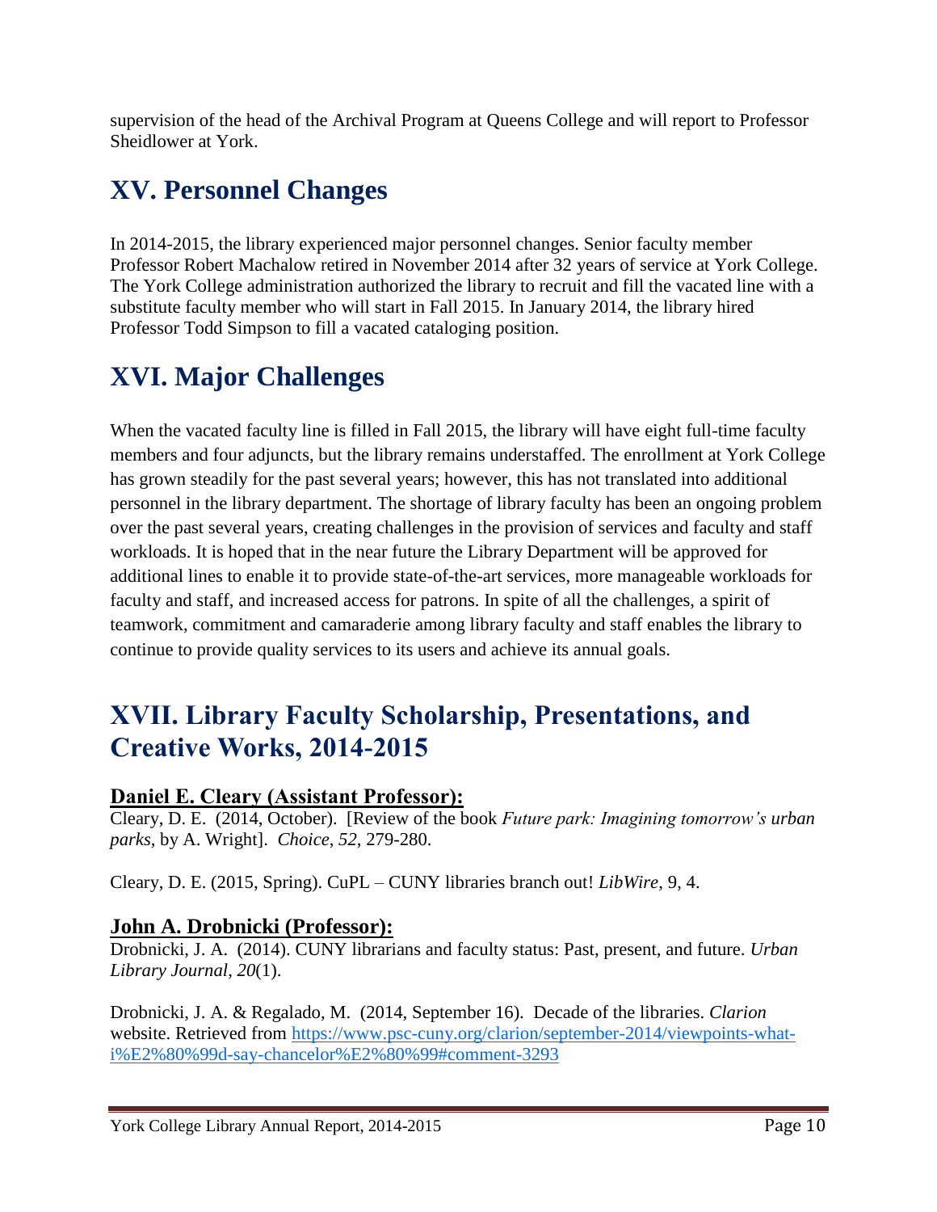supervision of the head of the Archival Program at Queens College and will report to Professor Sheidlower at York.

## XV. Personnel Changes

In 2014-2015, the library experienced major personnel changes. Senior faculty member Professor Robert Machalow retired in November 2014 after 32 years of service at York College. The York College administration authorized the library to recruit and fill the vacated line with a substitute faculty member who will start in Fall 2015. In January 2014, the library hired Professor Todd Simpson to fill a vacated cataloging position.

## XVI. Major Challenges

When the vacated faculty line is filled in Fall 2015, the library will have eight full-time faculty members and four adjuncts, but the library remains understaffed. The enrollment at York College has grown steadily for the past several years; however, this has not translated into additional personnel in the library department. The shortage of library faculty has been an ongoing problem over the past several years, creating challenges in the provision of services and faculty and staff workloads. It is hoped that in the near future the Library Department will be approved for additional lines to enable it to provide state-of-the-art services, more manageable workloads for faculty and staff, and increased access for patrons. In spite of all the challenges, a spirit of teamwork, commitment and camaraderie among library faculty and staff enables the library to continue to provide quality services to its users and achieve its annual goals.

## XVII. Library Faculty Scholarship, Presentations, and Creative Works, 2014-2015

### Daniel E. Cleary (Assistant Professor):

Cleary, D. E. (2014, October). [Review of the book *Future park: Imagining tomorrow's urban parks*, by A. Wright]. *Choice*, *52*, 279-280.

Cleary, D. E. (2015, Spring). CuPL – CUNY libraries branch out! *LibWire*, 9, 4.

### John A. Drobnicki (Professor):

Drobnicki, J. A. (2014). CUNY librarians and faculty status: Past, present, and future. *Urban Library Journal*, *20*(1).

Drobnicki, J. A. & Regalado, M. (2014, September 16). Decade of the libraries. *Clarion* website. Retrieved from https://www.psc-cuny.org/clarion/september-2014/viewpoints-what-i%E2%80%99d-say-chancelor%E2%80%99#comment-3293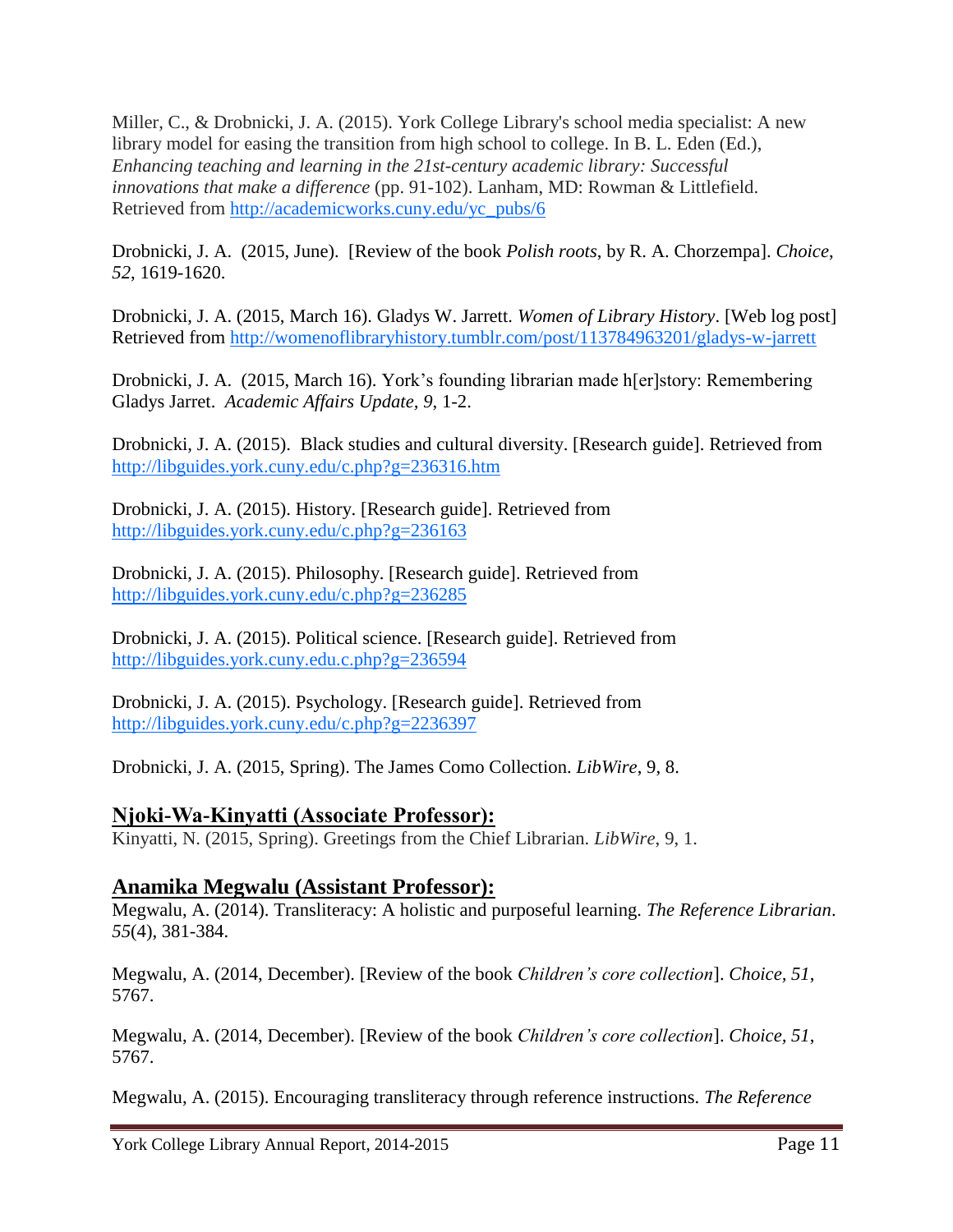Miller, C., & Drobnicki, J. A. (2015). York College Library's school media specialist: A new library model for easing the transition from high school to college. In B. L. Eden (Ed.), *Enhancing teaching and learning in the 21st-century academic library: Successful innovations that make a difference* (pp. 91-102). Lanham, MD: Rowman & Littlefield. Retrieved from http://academicworks.cuny.edu/yc_pubs/6

Drobnicki, J. A. (2015, June). [Review of the book *Polish roots*, by R. A. Chorzempa]. *Choice*, *52*, 1619-1620.

Drobnicki, J. A. (2015, March 16). Gladys W. Jarrett. *Women of Library History*. [Web log post] Retrieved from http://womenoflibraryhistory.tumblr.com/post/113784963201/gladys-w-jarrett

Drobnicki, J. A. (2015, March 16). York's founding librarian made h[er]story: Remembering Gladys Jarret. *Academic Affairs Update*, *9*, 1-2.

Drobnicki, J. A. (2015). Black studies and cultural diversity. [Research guide]. Retrieved from http://libguides.york.cuny.edu/c.php?g=236316.htm

Drobnicki, J. A. (2015). History. [Research guide]. Retrieved from http://libguides.york.cuny.edu/c.php?g=236163

Drobnicki, J. A. (2015). Philosophy. [Research guide]. Retrieved from http://libguides.york.cuny.edu/c.php?g=236285

Drobnicki, J. A. (2015). Political science. [Research guide]. Retrieved from http://libguides.york.cuny.edu.c.php?g=236594

Drobnicki, J. A. (2015). Psychology. [Research guide]. Retrieved from http://libguides.york.cuny.edu/c.php?g=2236397

Drobnicki, J. A. (2015, Spring). The James Como Collection. *LibWire*, 9, 8.

## Njoki-Wa-Kinyatti (Associate Professor):

Kinyatti, N. (2015, Spring). Greetings from the Chief Librarian. *LibWire*, 9, 1.

## Anamika Megwalu (Assistant Professor):

Megwalu, A. (2014). Transliteracy: A holistic and purposeful learning. *The Reference Librarian*. *55*(4), 381-384.

Megwalu, A. (2014, December). [Review of the book *Children's core collection*]. *Choice*, *51*, 5767.

Megwalu, A. (2014, December). [Review of the book *Children's core collection*]. *Choice*, *51*, 5767.

Megwalu, A. (2015). Encouraging transliteracy through reference instructions. *The Reference*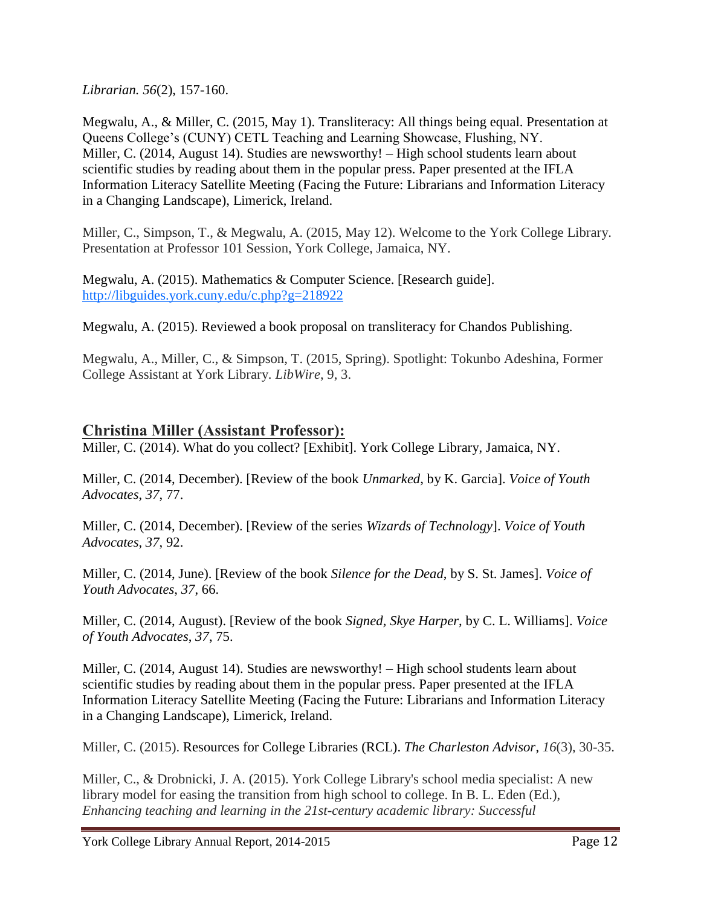*Librarian. 56*(2), 157-160.

Megwalu, A., & Miller, C. (2015, May 1). Transliteracy: All things being equal. Presentation at Queens College's (CUNY) CETL Teaching and Learning Showcase, Flushing, NY.
Miller, C. (2014, August 14). Studies are newsworthy! – High school students learn about scientific studies by reading about them in the popular press. Paper presented at the IFLA Information Literacy Satellite Meeting (Facing the Future: Librarians and Information Literacy in a Changing Landscape), Limerick, Ireland.

Miller, C., Simpson, T., & Megwalu, A. (2015, May 12). Welcome to the York College Library. Presentation at Professor 101 Session, York College, Jamaica, NY.

Megwalu, A. (2015). Mathematics & Computer Science. [Research guide]. http://libguides.york.cuny.edu/c.php?g=218922

Megwalu, A. (2015). Reviewed a book proposal on transliteracy for Chandos Publishing.

Megwalu, A., Miller, C., & Simpson, T. (2015, Spring). Spotlight: Tokunbo Adeshina, Former College Assistant at York Library. *LibWire*, 9, 3.

## Christina Miller (Assistant Professor):

Miller, C. (2014). What do you collect? [Exhibit]. York College Library, Jamaica, NY.

Miller, C. (2014, December). [Review of the book *Unmarked*, by K. Garcia]. *Voice of Youth Advocates*, *37*, 77.

Miller, C. (2014, December). [Review of the series *Wizards of Technology*]. *Voice of Youth Advocates*, *37*, 92.

Miller, C. (2014, June). [Review of the book *Silence for the Dead*, by S. St. James]. *Voice of Youth Advocates*, *37*, 66.

Miller, C. (2014, August). [Review of the book *Signed, Skye Harper*, by C. L. Williams]. *Voice of Youth Advocates*, *37*, 75.

Miller, C. (2014, August 14). Studies are newsworthy! – High school students learn about scientific studies by reading about them in the popular press. Paper presented at the IFLA Information Literacy Satellite Meeting (Facing the Future: Librarians and Information Literacy in a Changing Landscape), Limerick, Ireland.

Miller, C. (2015). Resources for College Libraries (RCL). *The Charleston Advisor*, *16*(3), 30-35.

Miller, C., & Drobnicki, J. A. (2015). York College Library's school media specialist: A new library model for easing the transition from high school to college. In B. L. Eden (Ed.), *Enhancing teaching and learning in the 21st-century academic library: Successful*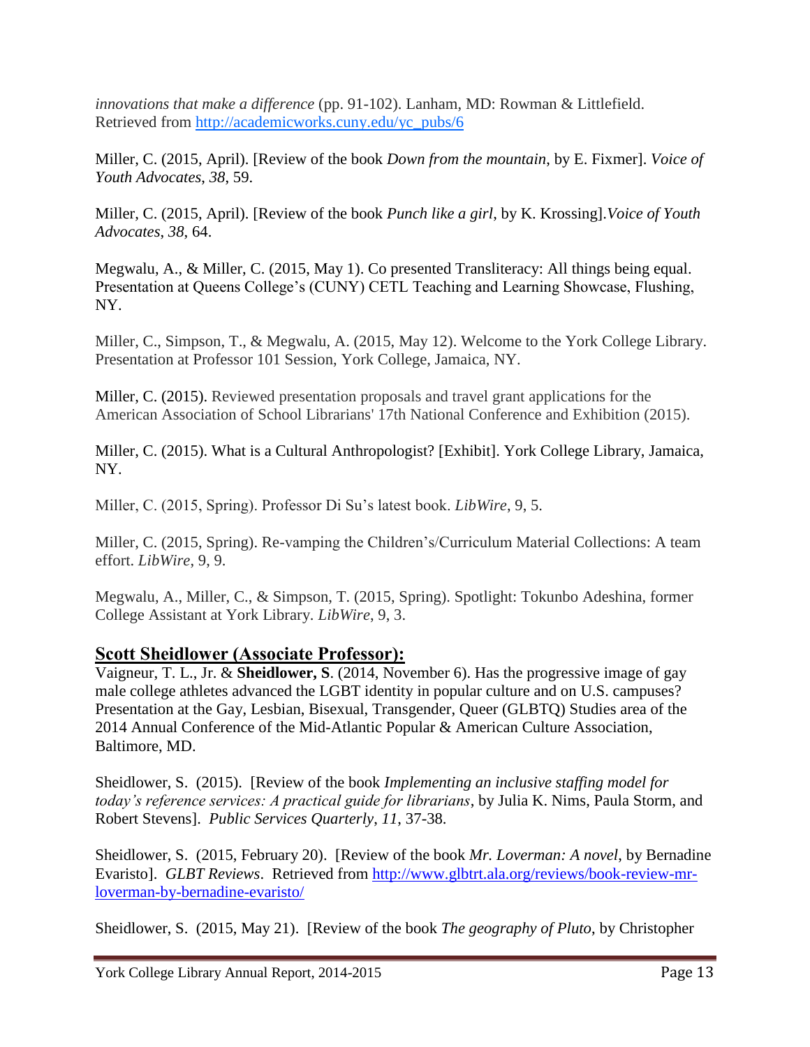*innovations that make a difference* (pp. 91-102). Lanham, MD: Rowman & Littlefield. Retrieved from http://academicworks.cuny.edu/yc_pubs/6

Miller, C. (2015, April). [Review of the book *Down from the mountain*, by E. Fixmer]. *Voice of Youth Advocates*, *38*, 59.

Miller, C. (2015, April). [Review of the book *Punch like a girl*, by K. Krossing].*Voice of Youth Advocates*, *38*, 64.

Megwalu, A., & Miller, C. (2015, May 1). Co presented Transliteracy: All things being equal. Presentation at Queens College's (CUNY) CETL Teaching and Learning Showcase, Flushing, NY.

Miller, C., Simpson, T., & Megwalu, A. (2015, May 12). Welcome to the York College Library. Presentation at Professor 101 Session, York College, Jamaica, NY.

Miller, C. (2015). Reviewed presentation proposals and travel grant applications for the American Association of School Librarians' 17th National Conference and Exhibition (2015).

Miller, C. (2015). What is a Cultural Anthropologist? [Exhibit]. York College Library, Jamaica, NY.

Miller, C. (2015, Spring). Professor Di Su's latest book. *LibWire*, 9, 5.

Miller, C. (2015, Spring). Re-vamping the Children's/Curriculum Material Collections: A team effort. *LibWire*, 9, 9.

Megwalu, A., Miller, C., & Simpson, T. (2015, Spring). Spotlight: Tokunbo Adeshina, former College Assistant at York Library. *LibWire*, 9, 3.

## Scott Sheidlower (Associate Professor):

Vaigneur, T. L., Jr. & **Sheidlower, S**. (2014, November 6). Has the progressive image of gay male college athletes advanced the LGBT identity in popular culture and on U.S. campuses? Presentation at the Gay, Lesbian, Bisexual, Transgender, Queer (GLBTQ) Studies area of the 2014 Annual Conference of the Mid-Atlantic Popular & American Culture Association, Baltimore, MD.

Sheidlower, S. (2015). [Review of the book *Implementing an inclusive staffing model for today's reference services: A practical guide for librarians*, by Julia K. Nims, Paula Storm, and Robert Stevens]. *Public Services Quarterly*, *11*, 37-38.

Sheidlower, S. (2015, February 20). [Review of the book *Mr. Loverman: A novel*, by Bernadine Evaristo]. *GLBT Reviews*. Retrieved from http://www.glbtrt.ala.org/reviews/book-review-mr-loverman-by-bernadine-evaristo/

Sheidlower, S. (2015, May 21). [Review of the book *The geography of Pluto*, by Christopher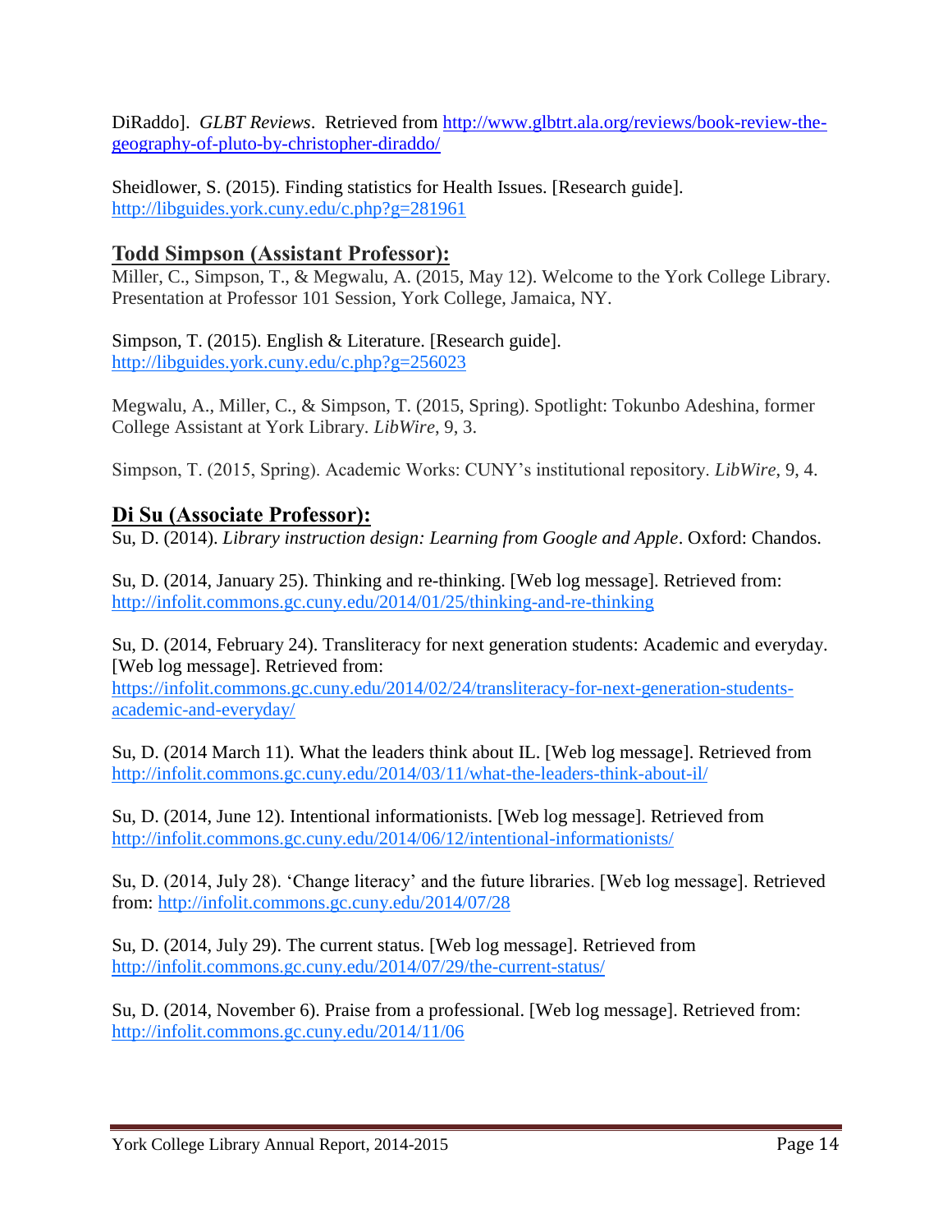DiRaddo]. *GLBT Reviews*. Retrieved from [http://www.glbtrt.ala.org/reviews/book-review-the-geography-of-pluto-by-christopher-diraddo/](http://www.glbtrt.ala.org/reviews/book-review-the-geography-of-pluto-by-christopher-diraddo/)

Sheidlower, S. (2015). Finding statistics for Health Issues. [Research guide]. [http://libguides.york.cuny.edu/c.php?g=281961](http://libguides.york.cuny.edu/c.php?g=281961)

## Todd Simpson (Assistant Professor):

Miller, C., Simpson, T., & Megwalu, A. (2015, May 12). Welcome to the York College Library. Presentation at Professor 101 Session, York College, Jamaica, NY.

Simpson, T. (2015). English & Literature. [Research guide]. [http://libguides.york.cuny.edu/c.php?g=256023](http://libguides.york.cuny.edu/c.php?g=256023)

Megwalu, A., Miller, C., & Simpson, T. (2015, Spring). Spotlight: Tokunbo Adeshina, former College Assistant at York Library. *LibWire*, 9, 3.

Simpson, T. (2015, Spring). Academic Works: CUNY's institutional repository. *LibWire*, 9, 4.

## Di Su (Associate Professor):

Su, D. (2014). *Library instruction design: Learning from Google and Apple*. Oxford: Chandos.

Su, D. (2014, January 25). Thinking and re-thinking. [Web log message]. Retrieved from: [http://infolit.commons.gc.cuny.edu/2014/01/25/thinking-and-re-thinking](http://infolit.commons.gc.cuny.edu/2014/01/25/thinking-and-re-thinking)

Su, D. (2014, February 24). Transliteracy for next generation students: Academic and everyday. [Web log message]. Retrieved from: [https://infolit.commons.gc.cuny.edu/2014/02/24/transliteracy-for-next-generation-students-academic-and-everyday/](https://infolit.commons.gc.cuny.edu/2014/02/24/transliteracy-for-next-generation-students-academic-and-everyday/)

Su, D. (2014 March 11). What the leaders think about IL. [Web log message]. Retrieved from [http://infolit.commons.gc.cuny.edu/2014/03/11/what-the-leaders-think-about-il/](http://infolit.commons.gc.cuny.edu/2014/03/11/what-the-leaders-think-about-il/)

Su, D. (2014, June 12). Intentional informationists. [Web log message]. Retrieved from [http://infolit.commons.gc.cuny.edu/2014/06/12/intentional-informationists/](http://infolit.commons.gc.cuny.edu/2014/06/12/intentional-informationists/)

Su, D. (2014, July 28). 'Change literacy' and the future libraries. [Web log message]. Retrieved from: [http://infolit.commons.gc.cuny.edu/2014/07/28](http://infolit.commons.gc.cuny.edu/2014/07/28)

Su, D. (2014, July 29). The current status. [Web log message]. Retrieved from [http://infolit.commons.gc.cuny.edu/2014/07/29/the-current-status/](http://infolit.commons.gc.cuny.edu/2014/07/29/the-current-status/)

Su, D. (2014, November 6). Praise from a professional. [Web log message]. Retrieved from: [http://infolit.commons.gc.cuny.edu/2014/11/06](http://infolit.commons.gc.cuny.edu/2014/11/06)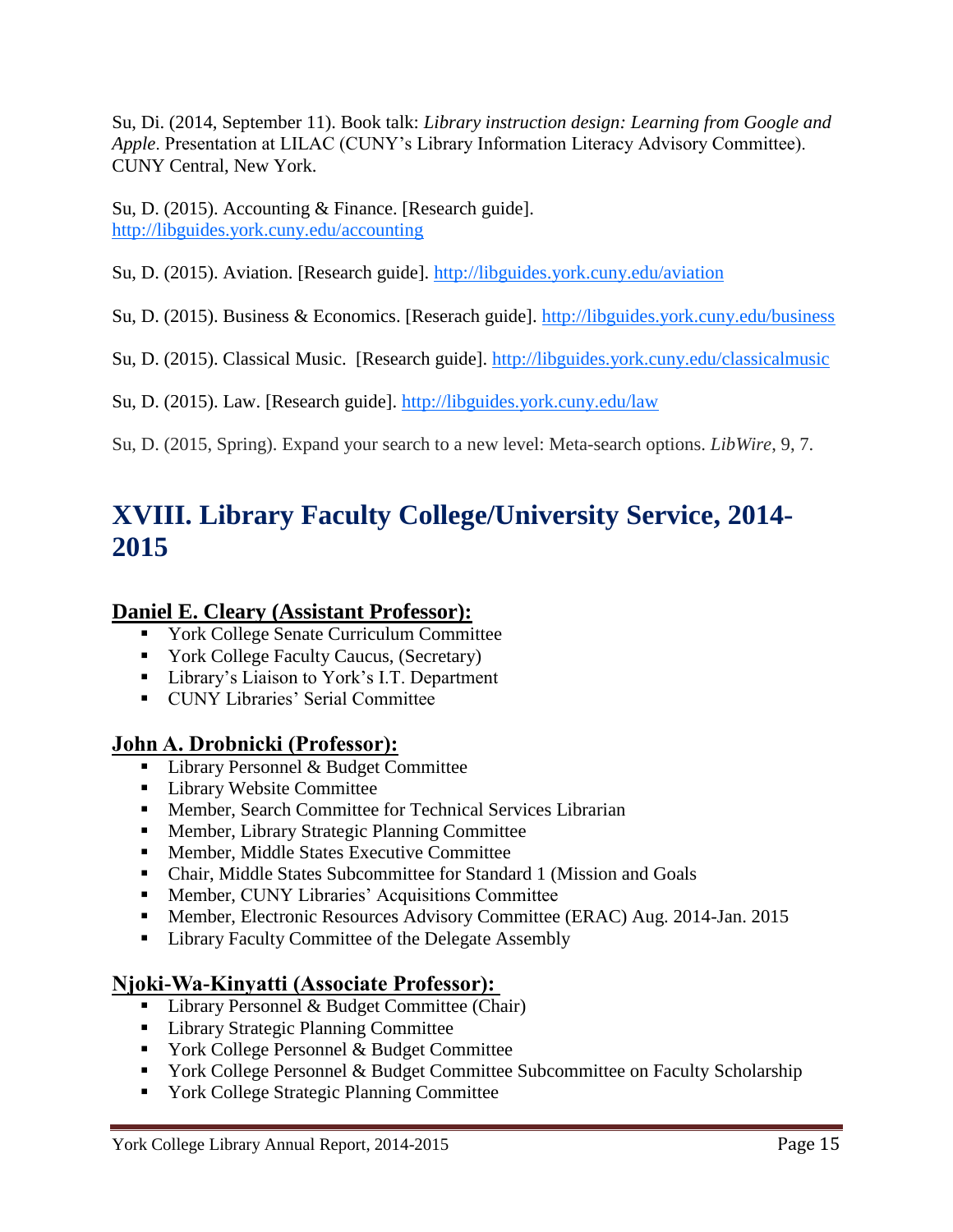Su, Di. (2014, September 11). Book talk: *Library instruction design: Learning from Google and Apple*. Presentation at LILAC (CUNY's Library Information Literacy Advisory Committee). CUNY Central, New York.

Su, D. (2015). Accounting & Finance. [Research guide]. http://libguides.york.cuny.edu/accounting

Su, D. (2015). Aviation. [Research guide]. http://libguides.york.cuny.edu/aviation

Su, D. (2015). Business & Economics. [Reserach guide]. http://libguides.york.cuny.edu/business

Su, D. (2015). Classical Music. [Research guide]. http://libguides.york.cuny.edu/classicalmusic

Su, D. (2015). Law. [Research guide]. http://libguides.york.cuny.edu/law

Su, D. (2015, Spring). Expand your search to a new level: Meta-search options. *LibWire*, 9, 7.

# XVIII. Library Faculty College/University Service, 2014-2015

### Daniel E. Cleary (Assistant Professor):

- York College Senate Curriculum Committee
- York College Faculty Caucus, (Secretary)
- Library's Liaison to York's I.T. Department
- CUNY Libraries' Serial Committee

### John A. Drobnicki (Professor):

- Library Personnel & Budget Committee
- Library Website Committee
- Member, Search Committee for Technical Services Librarian
- Member, Library Strategic Planning Committee
- Member, Middle States Executive Committee
- Chair, Middle States Subcommittee for Standard 1 (Mission and Goals
- Member, CUNY Libraries' Acquisitions Committee
- Member, Electronic Resources Advisory Committee (ERAC) Aug. 2014-Jan. 2015
- Library Faculty Committee of the Delegate Assembly

### Njoki-Wa-Kinyatti (Associate Professor):

- Library Personnel & Budget Committee (Chair)
- Library Strategic Planning Committee
- York College Personnel & Budget Committee
- York College Personnel & Budget Committee Subcommittee on Faculty Scholarship
- York College Strategic Planning Committee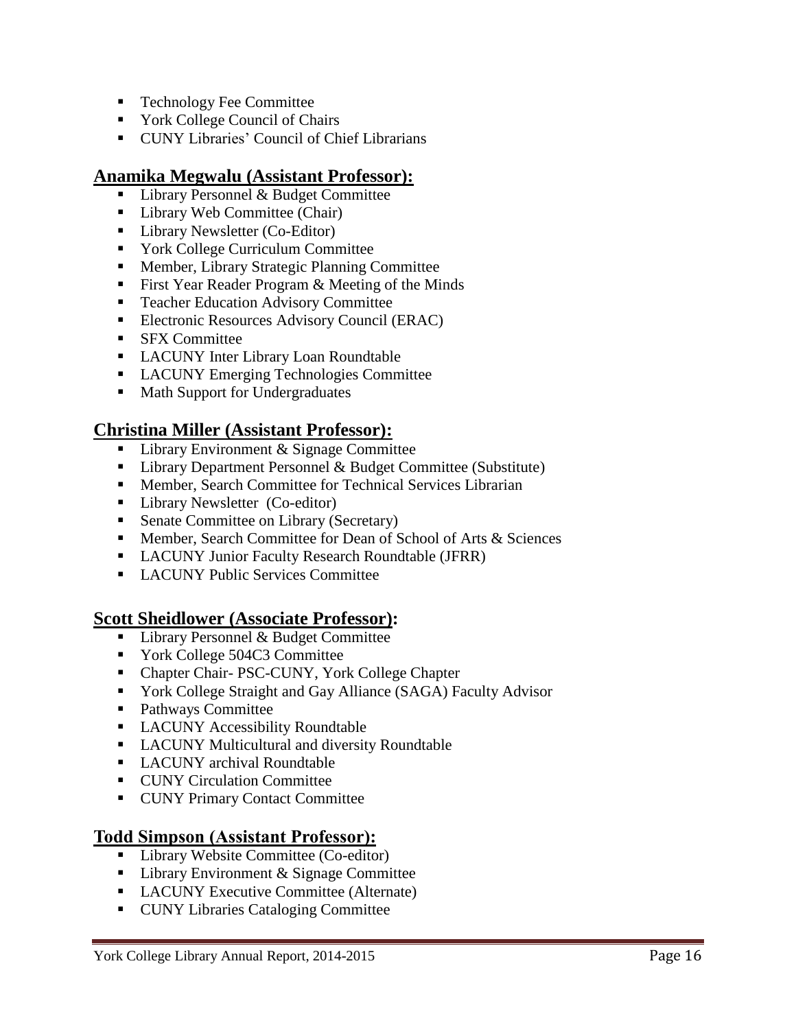- Technology Fee Committee
- York College Council of Chairs
- CUNY Libraries' Council of Chief Librarians

## Anamika Megwalu (Assistant Professor):

- Library Personnel & Budget Committee
- Library Web Committee (Chair)
- Library Newsletter (Co-Editor)
- York College Curriculum Committee
- Member, Library Strategic Planning Committee
- First Year Reader Program & Meeting of the Minds
- Teacher Education Advisory Committee
- Electronic Resources Advisory Council (ERAC)
- SFX Committee
- LACUNY Inter Library Loan Roundtable
- LACUNY Emerging Technologies Committee
- Math Support for Undergraduates

## Christina Miller (Assistant Professor):

- Library Environment & Signage Committee
- Library Department Personnel & Budget Committee (Substitute)
- Member, Search Committee for Technical Services Librarian
- Library Newsletter (Co-editor)
- Senate Committee on Library (Secretary)
- Member, Search Committee for Dean of School of Arts & Sciences
- LACUNY Junior Faculty Research Roundtable (JFRR)
- LACUNY Public Services Committee

## Scott Sheidlower (Associate Professor):

- Library Personnel & Budget Committee
- York College 504C3 Committee
- Chapter Chair- PSC-CUNY, York College Chapter
- York College Straight and Gay Alliance (SAGA) Faculty Advisor
- Pathways Committee
- LACUNY Accessibility Roundtable
- LACUNY Multicultural and diversity Roundtable
- LACUNY archival Roundtable
- CUNY Circulation Committee
- CUNY Primary Contact Committee

## Todd Simpson (Assistant Professor):

- Library Website Committee (Co-editor)
- Library Environment & Signage Committee
- LACUNY Executive Committee (Alternate)
- CUNY Libraries Cataloging Committee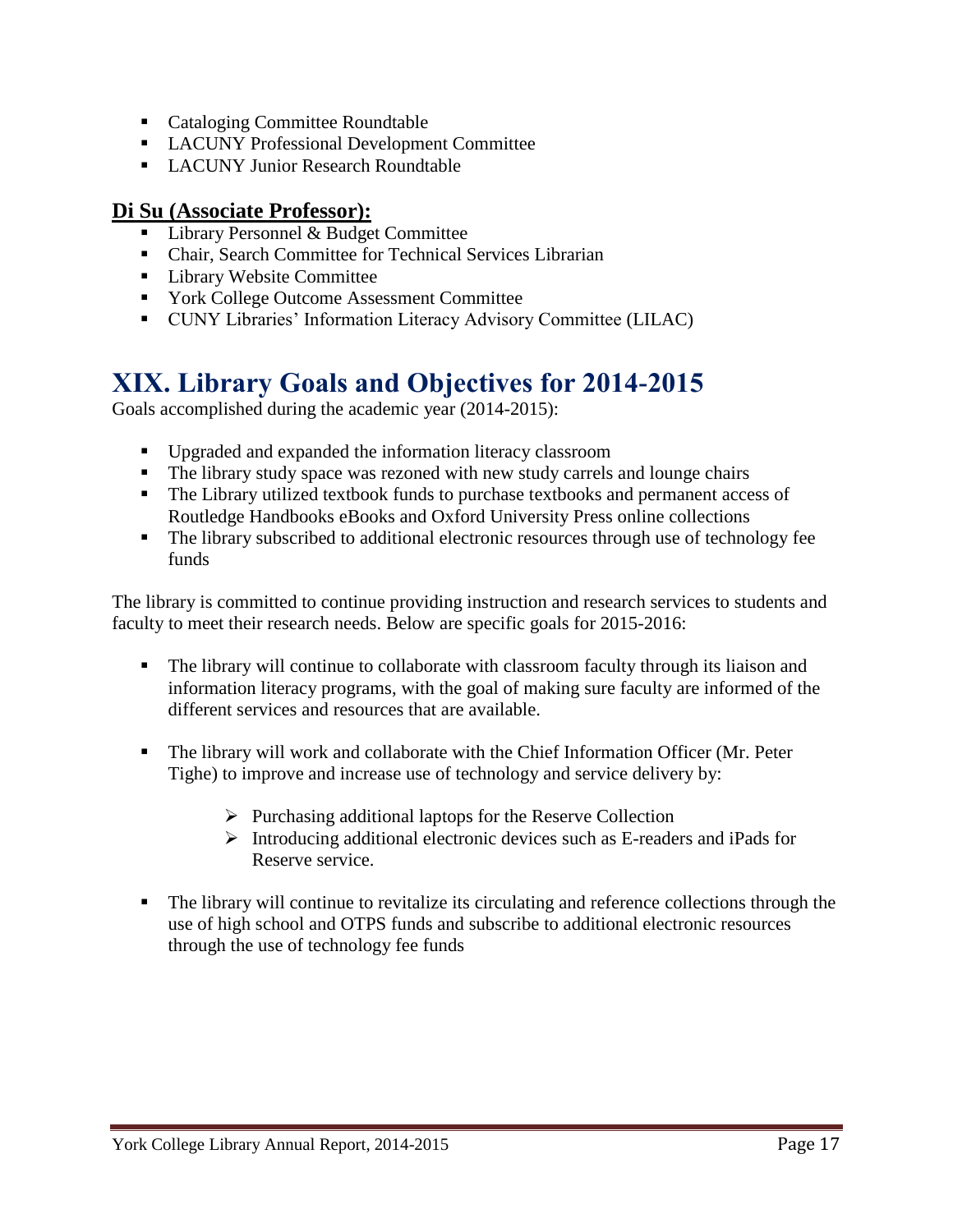- Cataloging Committee Roundtable
- LACUNY Professional Development Committee
- LACUNY Junior Research Roundtable

**Di Su (Associate Professor):**

- Library Personnel & Budget Committee
- Chair, Search Committee for Technical Services Librarian
- Library Website Committee
- York College Outcome Assessment Committee
- CUNY Libraries' Information Literacy Advisory Committee (LILAC)

# XIX. Library Goals and Objectives for 2014-2015

Goals accomplished during the academic year (2014-2015):

- Upgraded and expanded the information literacy classroom
- The library study space was rezoned with new study carrels and lounge chairs
- The Library utilized textbook funds to purchase textbooks and permanent access of Routledge Handbooks eBooks and Oxford University Press online collections
- The library subscribed to additional electronic resources through use of technology fee funds

The library is committed to continue providing instruction and research services to students and faculty to meet their research needs. Below are specific goals for 2015-2016:

- The library will continue to collaborate with classroom faculty through its liaison and information literacy programs, with the goal of making sure faculty are informed of the different services and resources that are available.
- The library will work and collaborate with the Chief Information Officer (Mr. Peter Tighe) to improve and increase use of technology and service delivery by:
    - Purchasing additional laptops for the Reserve Collection
    - Introducing additional electronic devices such as E-readers and iPads for Reserve service.
- The library will continue to revitalize its circulating and reference collections through the use of high school and OTPS funds and subscribe to additional electronic resources through the use of technology fee funds